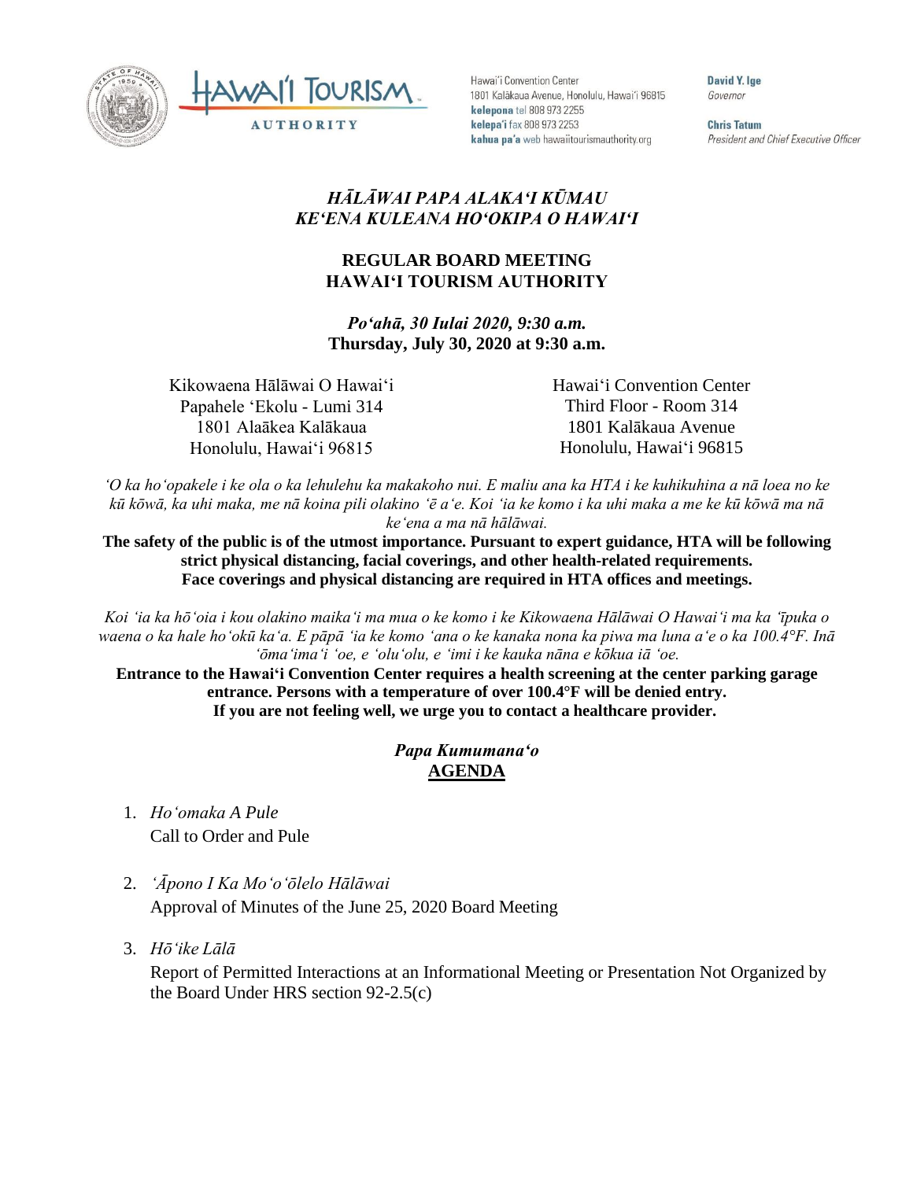Hawai'i Convention Center
1801 Kalākaua Avenue, Honolulu, Hawai'i 96815
**kelepona** tel 808 973 2255
**kelepa'i** fax 808 973 2253
**kahua pa'a** web hawaiitourismauthority.org

**David Y. Ige**
*Governor*

**Chris Tatum**
*President and Chief Executive Officer*

## *HĀLĀWAI PAPA ALAKAʻI KŪMAU*
## *KEʻENA KULEANA HOʻOKIPA O HAWAIʻI*

## REGULAR BOARD MEETING
## HAWAIʻI TOURISM AUTHORITY

***Poʻahā, 30 Iulai 2020, 9:30 a.m.***
**Thursday, July 30, 2020 at 9:30 a.m.**

Kikowaena Hālāwai O Hawaiʻi
Papahele ʻEkolu - Lumi 314
1801 Alaākea Kalākaua
Honolulu, Hawaiʻi 96815

Hawaiʻi Convention Center
Third Floor - Room 314
1801 Kalākaua Avenue
Honolulu, Hawaiʻi 96815

*ʻO ka hoʻopakele i ke ola o ka lehulehu ka makakoho nui. E maliu ana ka HTA i ke kuhikuhina a nā loea no ke kū kōwā, ka uhi maka, me nā koina pili olakino ʻē aʻe. Koi ʻia ke komo i ka uhi maka a me ke kū kōwā ma nā keʻena a ma nā hālāwai.*

**The safety of the public is of the utmost importance. Pursuant to expert guidance, HTA will be following strict physical distancing, facial coverings, and other health-related requirements. Face coverings and physical distancing are required in HTA offices and meetings.**

*Koi ʻia ka hōʻoia i kou olakino maikaʻi ma mua o ke komo i ke Kikowaena Hālāwai O Hawaiʻi ma ka ʻīpuka o waena o ka hale hoʻokūkaʻa. E pāpā ʻia ke komo ʻana o ke kanaka nona ka piwa ma luna aʻe o ka 100.4°F. Inā ʻōmaʻimaʻi ʻoe, e ʻoluʻolu, e ʻimi i ke kauka nāna e kōkua iā ʻoe.*

**Entrance to the Hawaiʻi Convention Center requires a health screening at the center parking garage entrance. Persons with a temperature of over 100.4°F will be denied entry. If you are not feeling well, we urge you to contact a healthcare provider.**

## *Papa Kumumanaʻo*
## AGENDA

1. *Hoʻomaka A Pule*
   Call to Order and Pule

2. *ʻĀpono I Ka Moʻoʻōlelo Hālāwai*
   Approval of Minutes of the June 25, 2020 Board Meeting

3. *Hōʻike Lālā*
   Report of Permitted Interactions at an Informational Meeting or Presentation Not Organized by the Board Under HRS section 92-2.5(c)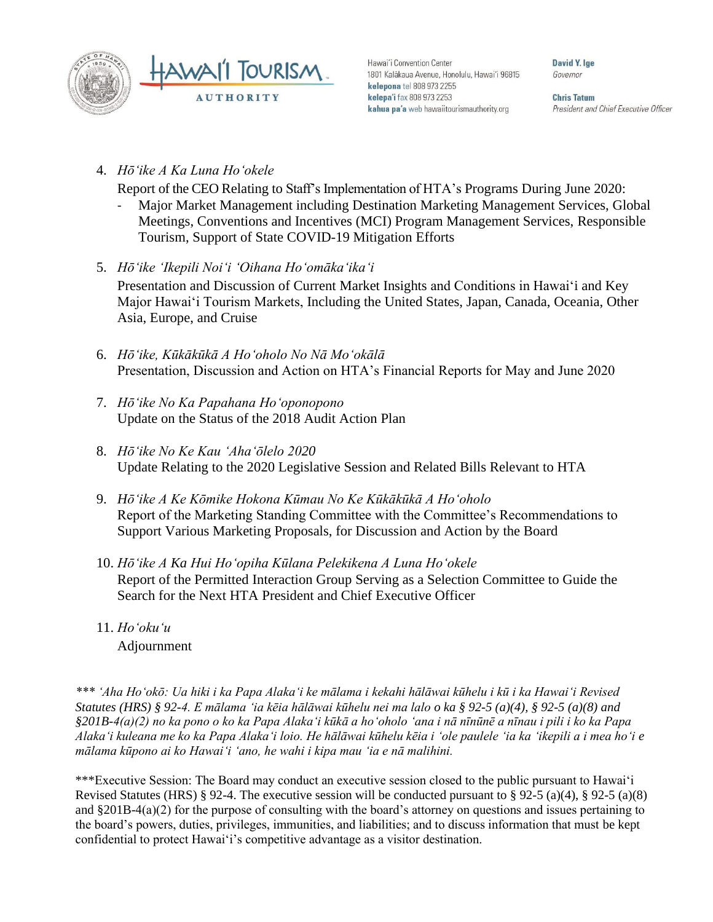4. *Hōʻike A Ka Luna Hoʻokele*
   Report of the CEO Relating to Staff's Implementation of HTA's Programs During June 2020:
   - Major Market Management including Destination Marketing Management Services, Global Meetings, Conventions and Incentives (MCI) Program Management Services, Responsible Tourism, Support of State COVID-19 Mitigation Efforts

5. *Hōʻike ʻIkepili Noiʻi ʻOihana Hoʻomākaʻikaʻi*
   Presentation and Discussion of Current Market Insights and Conditions in Hawaiʻi and Key Major Hawaiʻi Tourism Markets, Including the United States, Japan, Canada, Oceania, Other Asia, Europe, and Cruise

6. *Hōʻike, Kūkākūkā A Hoʻoholo No Nā Moʻokālā*
   Presentation, Discussion and Action on HTA's Financial Reports for May and June 2020

7. *Hōʻike No Ka Papahana Hoʻoponopono*
   Update on the Status of the 2018 Audit Action Plan

8. *Hōʻike No Ke Kau ʻAhaʻōlelo 2020*
   Update Relating to the 2020 Legislative Session and Related Bills Relevant to HTA

9. *Hōʻike A Ke Kōmike Hokona Kūmau No Ke Kūkākūkā A Hoʻoholo*
   Report of the Marketing Standing Committee with the Committee's Recommendations to Support Various Marketing Proposals, for Discussion and Action by the Board

10. *Hōʻike A Ka Hui Hoʻopiha Kūlana Pelekikena A Luna Hoʻokele*
    Report of the Permitted Interaction Group Serving as a Selection Committee to Guide the Search for the Next HTA President and Chief Executive Officer

11. *Hoʻokuʻu*
    Adjournment

*\*\*\* ʻAha Hoʻokō: Ua hiki i ka Papa Alakaʻi ke mālama i kekahi hālāwai kūhelu i kū i ka Hawaiʻi Revised Statutes (HRS) § 92-4. E mālama ʻia kēia hālāwai kūhelu nei ma lalo o ka § 92-5 (a)(4), § 92-5 (a)(8) and §201B-4(a)(2) no ka pono o ko ka Papa Alakaʻi kūkā a hoʻoholo ʻana i nā nīnūnē a nīnau i pili i ko ka Papa Alakaʻi kuleana me ko ka Papa Alakaʻi loio. He hālāwai kūhelu kēia i ʻole paulele ʻia ka ʻikepili a i mea hoʻi e mālama kūpono ai ko Hawaiʻi ʻano, he wahi i kipa mau ʻia e nā malihini.*

\*\*\*Executive Session: The Board may conduct an executive session closed to the public pursuant to Hawaiʻi Revised Statutes (HRS) § 92-4. The executive session will be conducted pursuant to § 92-5 (a)(4), § 92-5 (a)(8) and §201B-4(a)(2) for the purpose of consulting with the board's attorney on questions and issues pertaining to the board's powers, duties, privileges, immunities, and liabilities; and to discuss information that must be kept confidential to protect Hawaiʻi's competitive advantage as a visitor destination.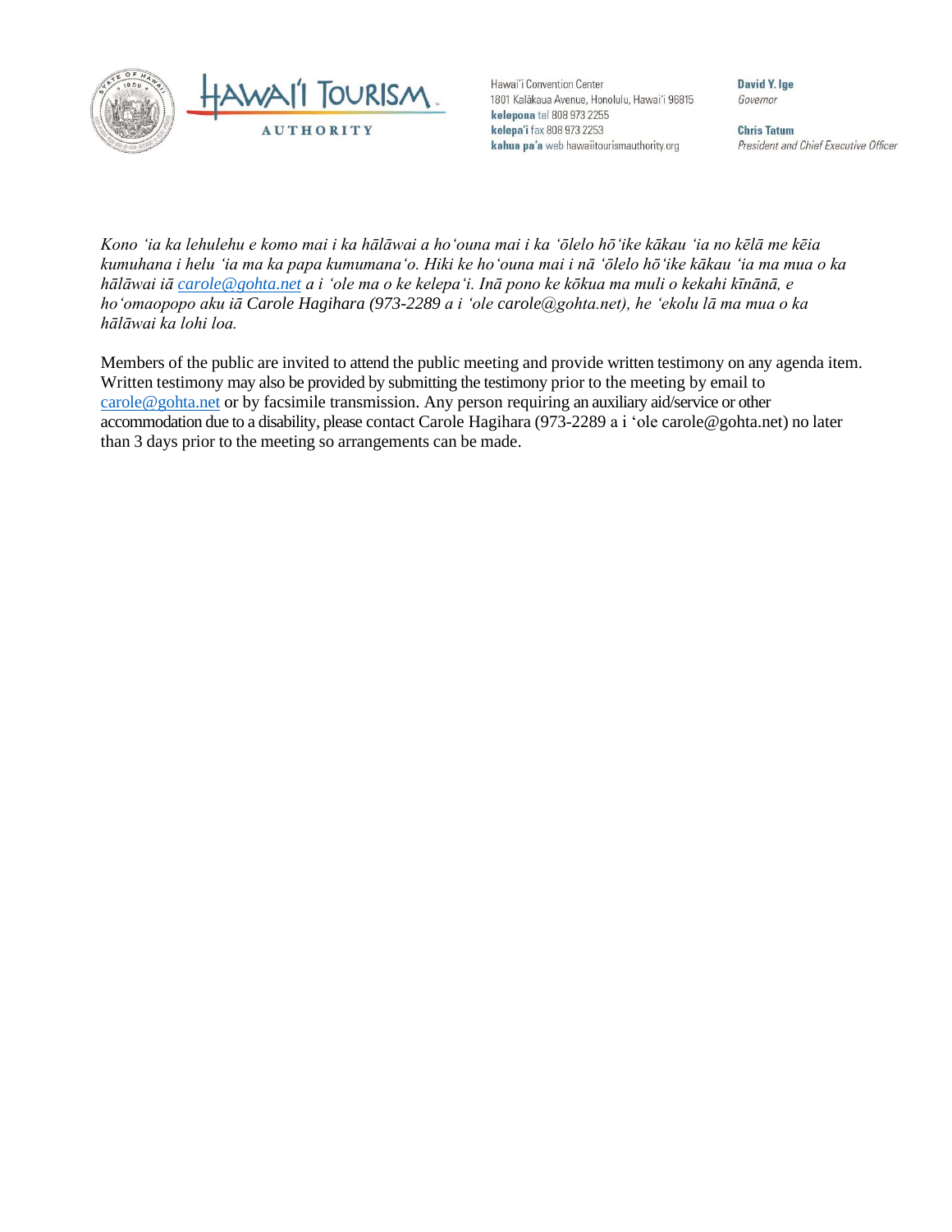Hawaiʻi Convention Center
1801 Kalākaua Avenue, Honolulu, Hawaiʻi 96815
**kelepona** tel 808 973 2255
**kelepaʻi** fax 808 973 2253
**kahua paʻa** web hawaiitourismauthority.org

**David Y. Ige**
*Governor*

**Chris Tatum**
*President and Chief Executive Officer*

*Kono ʻia ka lehulehu e komo mai i ka hālāwai a hoʻouna mai i ka ʻōlelo hōʻike kākau ʻia no kēlā me kēia kumuhana i helu ʻia ma ka papa kumumanaʻo. Hiki ke hoʻouna mai i nā ʻōlelo hōʻike kākau ʻia ma mua o ka hālāwai iā carole@gohta.net a i ʻole ma o ke kelepaʻi. Inā pono ke kōkua ma muli o kekahi kīnānā, e hoʻomaopopo aku iā Carole Hagihara (973-2289 a i ʻole carole@gohta.net), he ʻekolu lā ma mua o ka hālāwai ka lohi loa.*

Members of the public are invited to attend the public meeting and provide written testimony on any agenda item. Written testimony may also be provided by submitting the testimony prior to the meeting by email to carole@gohta.net or by facsimile transmission. Any person requiring an auxiliary aid/service or other accommodation due to a disability, please contact Carole Hagihara (973-2289 a i ʻole carole@gohta.net) no later than 3 days prior to the meeting so arrangements can be made.